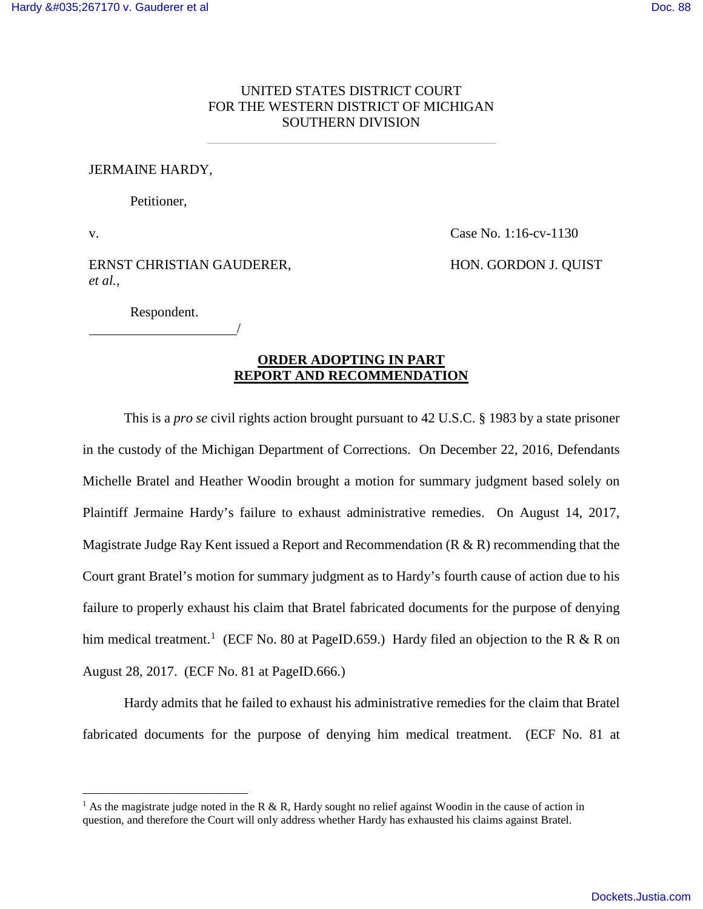UNITED STATES DISTRICT COURT
FOR THE WESTERN DISTRICT OF MICHIGAN
SOUTHERN DIVISION

JERMAINE HARDY,

Petitioner,

v. Case No. 1:16-cv-1130

ERNST CHRISTIAN GAUDERER, *et al.*, HON. GORDON J. QUIST

Respondent.
______________________/

**ORDER ADOPTING IN PART REPORT AND RECOMMENDATION**

This is a *pro se* civil rights action brought pursuant to 42 U.S.C. § 1983 by a state prisoner in the custody of the Michigan Department of Corrections. On December 22, 2016, Defendants Michelle Bratel and Heather Woodin brought a motion for summary judgment based solely on Plaintiff Jermaine Hardy's failure to exhaust administrative remedies. On August 14, 2017, Magistrate Judge Ray Kent issued a Report and Recommendation (R & R) recommending that the Court grant Bratel's motion for summary judgment as to Hardy's fourth cause of action due to his failure to properly exhaust his claim that Bratel fabricated documents for the purpose of denying him medical treatment.[1] (ECF No. 80 at PageID.659.) Hardy filed an objection to the R & R on August 28, 2017. (ECF No. 81 at PageID.666.)

Hardy admits that he failed to exhaust his administrative remedies for the claim that Bratel fabricated documents for the purpose of denying him medical treatment. (ECF No. 81 at

[1] As the magistrate judge noted in the R & R, Hardy sought no relief against Woodin in the cause of action in question, and therefore the Court will only address whether Hardy has exhausted his claims against Bratel.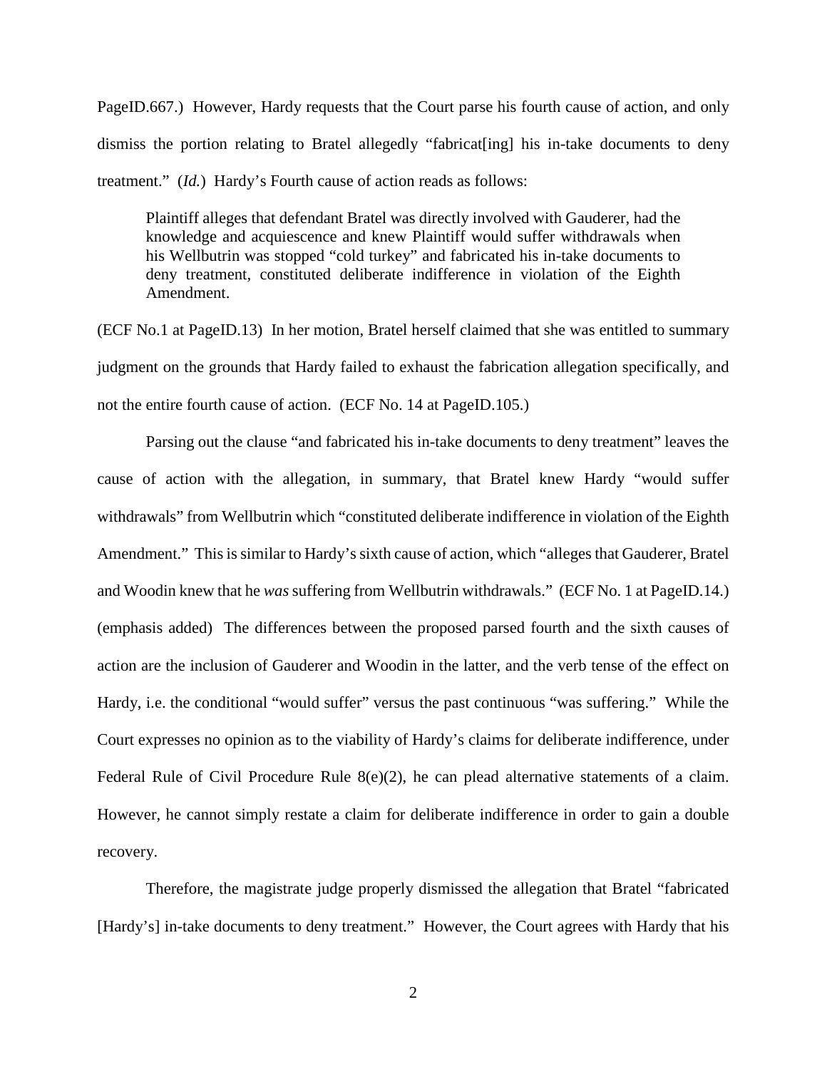PageID.667.) However, Hardy requests that the Court parse his fourth cause of action, and only dismiss the portion relating to Bratel allegedly "fabricat[ing] his in-take documents to deny treatment." (*Id.*) Hardy's Fourth cause of action reads as follows:

> Plaintiff alleges that defendant Bratel was directly involved with Gauderer, had the knowledge and acquiescence and knew Plaintiff would suffer withdrawals when his Wellbutrin was stopped "cold turkey" and fabricated his in-take documents to deny treatment, constituted deliberate indifference in violation of the Eighth Amendment.

(ECF No.1 at PageID.13) In her motion, Bratel herself claimed that she was entitled to summary judgment on the grounds that Hardy failed to exhaust the fabrication allegation specifically, and not the entire fourth cause of action. (ECF No. 14 at PageID.105.)

Parsing out the clause "and fabricated his in-take documents to deny treatment" leaves the cause of action with the allegation, in summary, that Bratel knew Hardy "would suffer withdrawals" from Wellbutrin which "constituted deliberate indifference in violation of the Eighth Amendment." This is similar to Hardy's sixth cause of action, which "alleges that Gauderer, Bratel and Woodin knew that he *was* suffering from Wellbutrin withdrawals." (ECF No. 1 at PageID.14.) (emphasis added) The differences between the proposed parsed fourth and the sixth causes of action are the inclusion of Gauderer and Woodin in the latter, and the verb tense of the effect on Hardy, i.e. the conditional "would suffer" versus the past continuous "was suffering." While the Court expresses no opinion as to the viability of Hardy's claims for deliberate indifference, under Federal Rule of Civil Procedure Rule 8(e)(2), he can plead alternative statements of a claim. However, he cannot simply restate a claim for deliberate indifference in order to gain a double recovery.

Therefore, the magistrate judge properly dismissed the allegation that Bratel "fabricated [Hardy's] in-take documents to deny treatment." However, the Court agrees with Hardy that his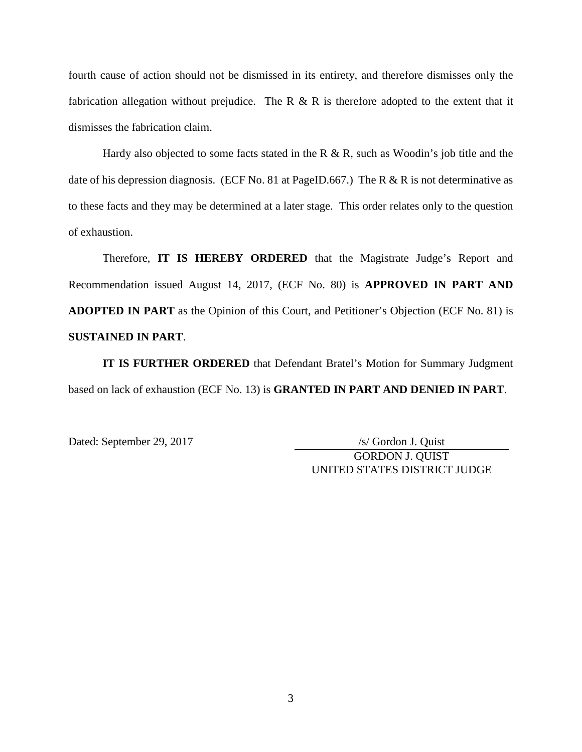fourth cause of action should not be dismissed in its entirety, and therefore dismisses only the fabrication allegation without prejudice. The R & R is therefore adopted to the extent that it dismisses the fabrication claim.

Hardy also objected to some facts stated in the R & R, such as Woodin's job title and the date of his depression diagnosis. (ECF No. 81 at PageID.667.) The R & R is not determinative as to these facts and they may be determined at a later stage. This order relates only to the question of exhaustion.

Therefore, **IT IS HEREBY ORDERED** that the Magistrate Judge's Report and Recommendation issued August 14, 2017, (ECF No. 80) is **APPROVED IN PART AND ADOPTED IN PART** as the Opinion of this Court, and Petitioner's Objection (ECF No. 81) is **SUSTAINED IN PART**.

**IT IS FURTHER ORDERED** that Defendant Bratel's Motion for Summary Judgment based on lack of exhaustion (ECF No. 13) is **GRANTED IN PART AND DENIED IN PART**.

Dated: September 29, 2017

/s/ Gordon J. Quist
GORDON J. QUIST
UNITED STATES DISTRICT JUDGE